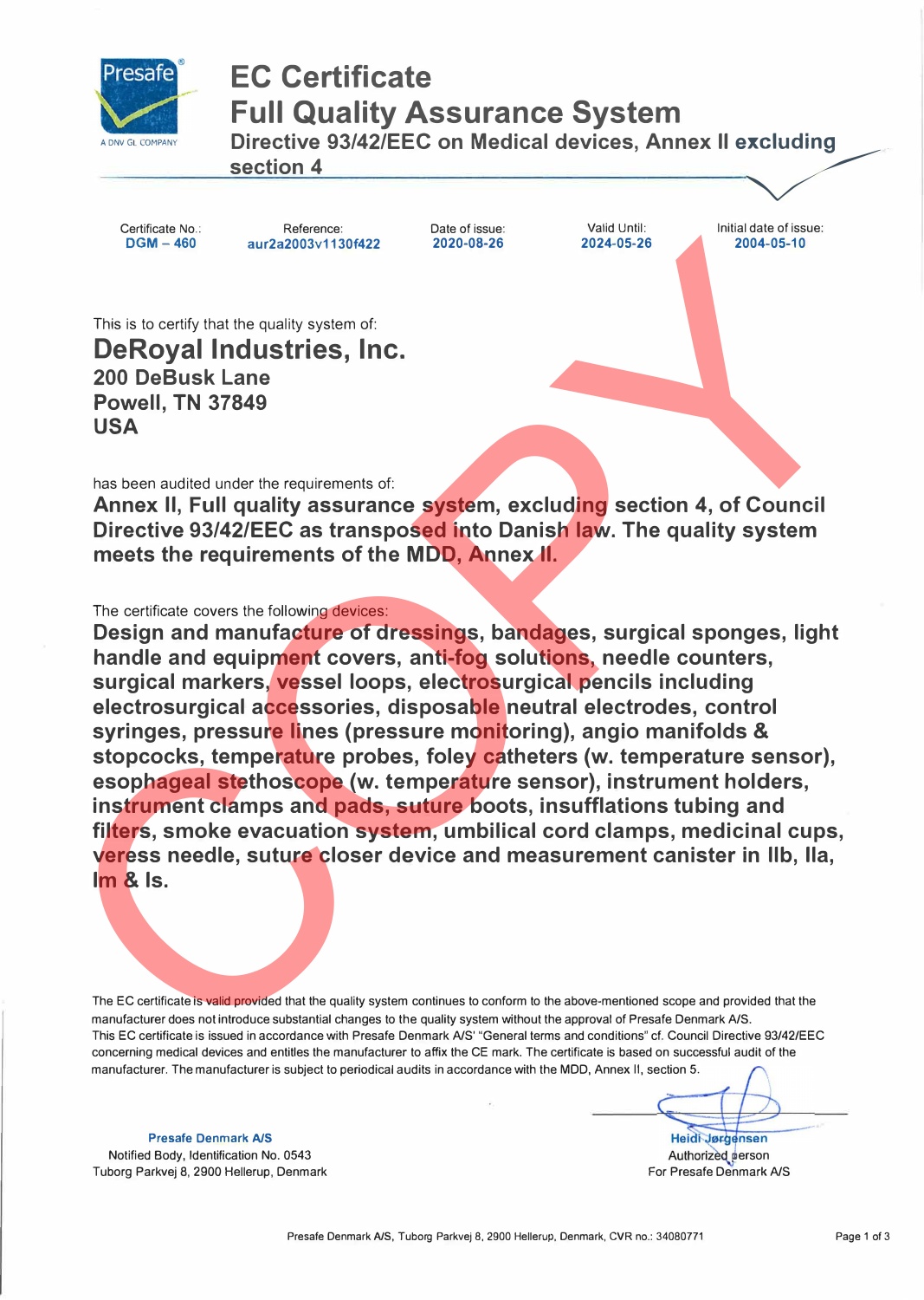Presafe

A DNV GL COMPANY

# EC Certificate
# Full Quality Assurance System

### Directive 93/42/EEC on Medical devices, Annex II excluding section 4

| Certificate No.: | Reference: | Date of issue: | Valid Until: | Initial date of issue: |
|---|---|---|---|---|
| DGM – 460 | aur2a2003v1130f422 | 2020-08-26 | 2024-05-26 | 2004-05-10 |

This is to certify that the quality system of:

## DeRoyal Industries, Inc.
**200 DeBusk Lane**
**Powell, TN 37849**
**USA**

has been audited under the requirements of:

**Annex II, Full quality assurance system, excluding section 4, of Council Directive 93/42/EEC as transposed into Danish law. The quality system meets the requirements of the MDD, Annex II.**

The certificate covers the following devices:

**Design and manufacture of dressings, bandages, surgical sponges, light handle and equipment covers, anti-fog solutions, needle counters, surgical markers, vessel loops, electrosurgical pencils including electrosurgical accessories, disposable neutral electrodes, control syringes, pressure lines (pressure monitoring), angio manifolds & stopcocks, temperature probes, foley catheters (w. temperature sensor), esophageal stethoscope (w. temperature sensor), instrument holders, instrument clamps and pads, suture boots, insufflations tubing and filters, smoke evacuation system, umbilical cord clamps, medicinal cups, veress needle, suture closer device and measurement canister in IIb, IIa, Im & Is.**

The EC certificate is valid provided that the quality system continues to conform to the above-mentioned scope and provided that the manufacturer does not introduce substantial changes to the quality system without the approval of Presafe Denmark A/S.
This EC certificate is issued in accordance with Presafe Denmark A/S' "General terms and conditions" cf. Council Directive 93/42/EEC concerning medical devices and entitles the manufacturer to affix the CE mark. The certificate is based on successful audit of the manufacturer. The manufacturer is subject to periodical audits in accordance with the MDD, Annex II, section 5.

**Presafe Denmark A/S**
Notified Body, Identification No. 0543
Tuborg Parkvej 8, 2900 Hellerup, Denmark

**Heidi Jørgensen**
Authorized person
For Presafe Denmark A/S

Presafe Denmark A/S, Tuborg Parkvej 8, 2900 Hellerup, Denmark, CVR no.: 34080771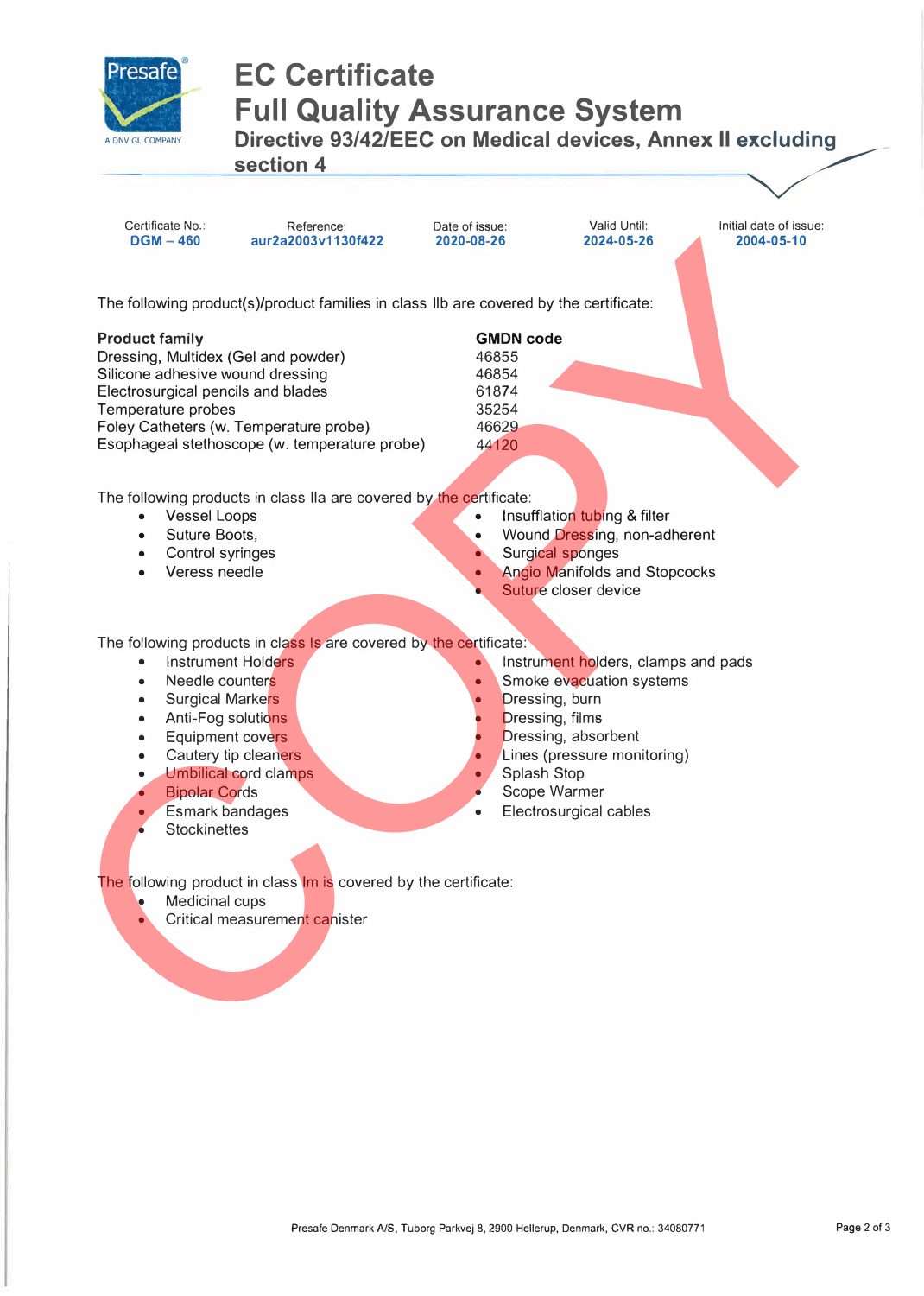# EC Certificate
# Full Quality Assurance System
## Directive 93/42/EEC on Medical devices, Annex II excluding section 4

| Certificate No.: | Reference: | Date of issue: | Valid Until: | Initial date of issue: |
|---|---|---|---|---|
| DGM – 460 | aur2a2003v1130f422 | 2020-08-26 | 2024-05-26 | 2004-05-10 |

The following product(s)/product families in class IIb are covered by the certificate:

| Product family | GMDN code |
|---|---|
| Dressing, Multidex (Gel and powder) | 46855 |
| Silicone adhesive wound dressing | 46854 |
| Electrosurgical pencils and blades | 61874 |
| Temperature probes | 35254 |
| Foley Catheters (w. Temperature probe) | 46629 |
| Esophageal stethoscope (w. temperature probe) | 44120 |

The following products in class IIa are covered by the certificate:

- Vessel Loops
- Suture Boots,
- Control syringes
- Veress needle
- Insufflation tubing & filter
- Wound Dressing, non-adherent
- Surgical sponges
- Angio Manifolds and Stopcocks
- Suture closer device

The following products in class Is are covered by the certificate:

- Instrument Holders
- Needle counters
- Surgical Markers
- Anti-Fog solutions
- Equipment covers
- Cautery tip cleaners
- Umbilical cord clamps
- Bipolar Cords
- Esmark bandages
- Stockinettes
- Instrument holders, clamps and pads
- Smoke evacuation systems
- Dressing, burn
- Dressing, films
- Dressing, absorbent
- Lines (pressure monitoring)
- Splash Stop
- Scope Warmer
- Electrosurgical cables

The following product in class Im is covered by the certificate:

- Medicinal cups
- Critical measurement canister

Presafe Denmark A/S, Tuborg Parkvej 8, 2900 Hellerup, Denmark, CVR no.: 34080771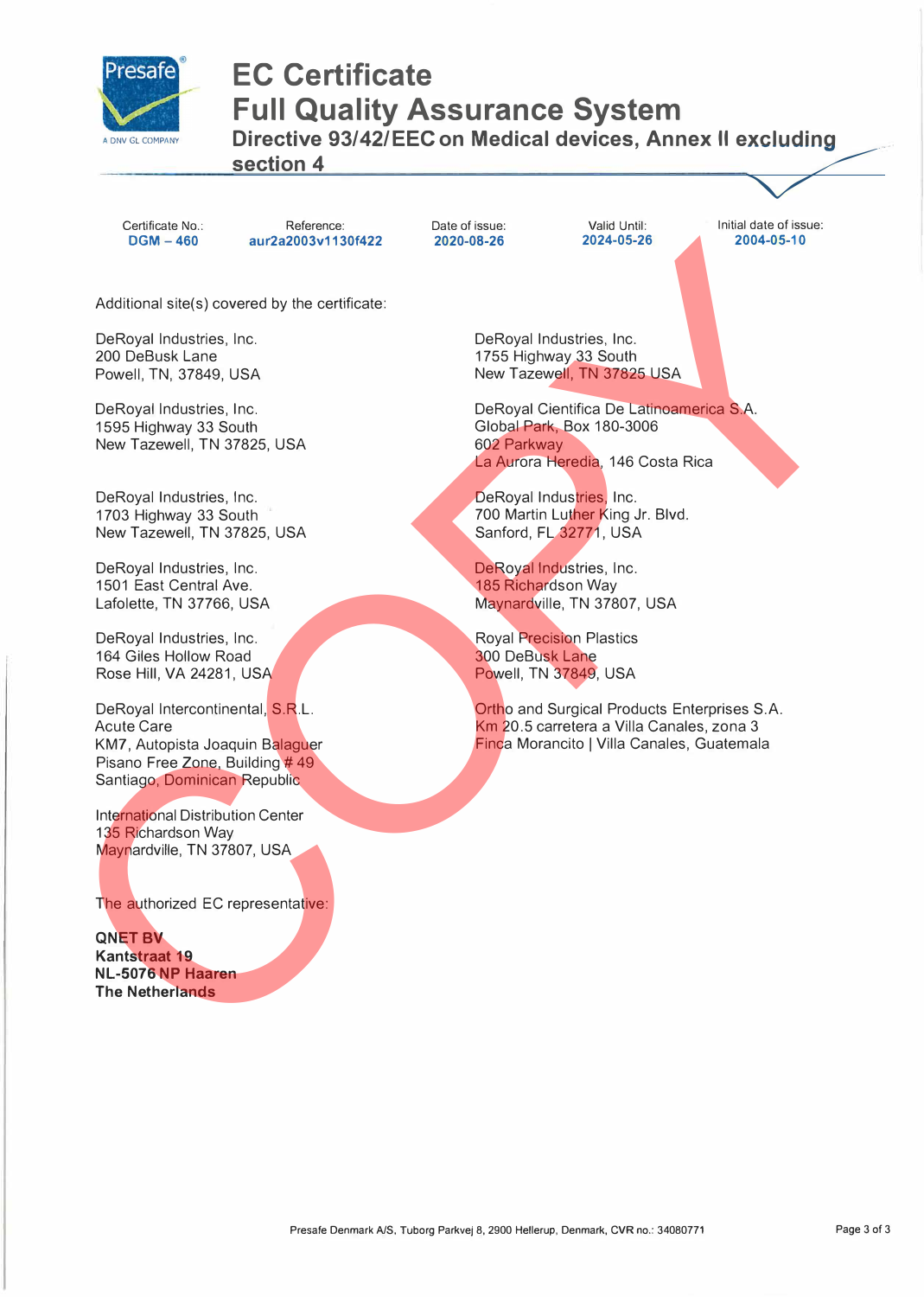# EC Certificate
# Full Quality Assurance System
## Directive 93/42/EEC on Medical devices, Annex II excluding section 4

| Certificate No.: | Reference: | Date of issue: | Valid Until: | Initial date of issue: |
|---|---|---|---|---|
| DGM – 460 | aur2a2003v1130f422 | 2020-08-26 | 2024-05-26 | 2004-05-10 |

Additional site(s) covered by the certificate:

DeRoyal Industries, Inc.
200 DeBusk Lane
Powell, TN, 37849, USA

DeRoyal Industries, Inc.
1595 Highway 33 South
New Tazewell, TN 37825, USA

DeRoyal Industries, Inc.
1703 Highway 33 South
New Tazewell, TN 37825, USA

DeRoyal Industries, Inc.
1501 East Central Ave.
Lafolette, TN 37766, USA

DeRoyal Industries, Inc.
164 Giles Hollow Road
Rose Hill, VA 24281, USA

DeRoyal Intercontinental, S.R.L.
Acute Care
KM7, Autopista Joaquin Balaguer
Pisano Free Zone, Building # 49
Santiago, Dominican Republic

International Distribution Center
135 Richardson Way
Maynardville, TN 37807, USA

DeRoyal Industries, Inc.
1755 Highway 33 South
New Tazewell, TN 37825 USA

DeRoyal Cientifica De Latinoamerica S.A.
Global Park, Box 180-3006
602 Parkway
La Aurora Heredia, 146 Costa Rica

DeRoyal Industries, Inc.
700 Martin Luther King Jr. Blvd.
Sanford, FL 32771, USA

DeRoyal Industries, Inc.
185 Richardson Way
Maynardville, TN 37807, USA

Royal Precision Plastics
300 DeBusk Lane
Powell, TN 37849, USA

Ortho and Surgical Products Enterprises S.A.
Km 20.5 carretera a Villa Canales, zona 3
Finca Morancito | Villa Canales, Guatemala

The authorized EC representative:

**QNET BV**
**Kantstraat 19**
**NL-5076 NP Haaren**
**The Netherlands**

Presafe Denmark A/S, Tuborg Parkvej 8, 2900 Hellerup, Denmark, CVR no.: 34080771